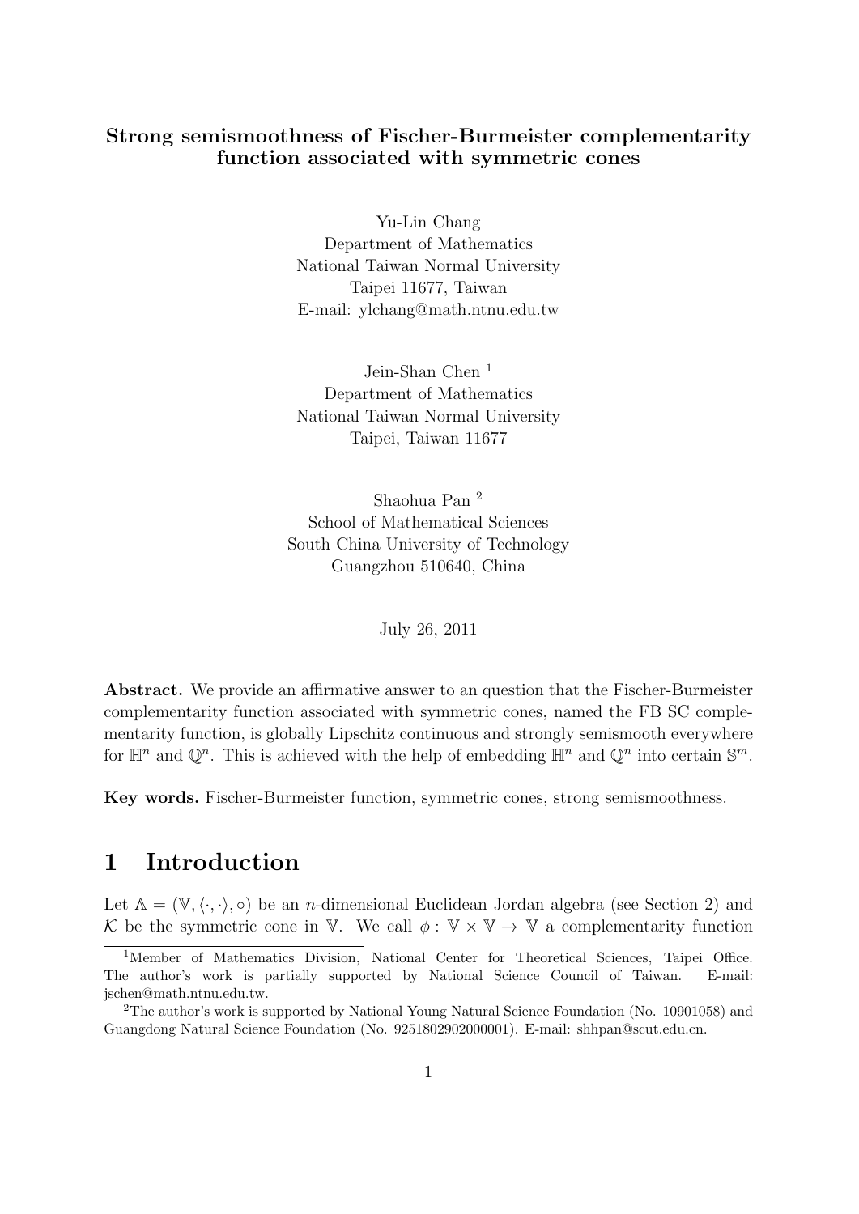**Strong semismoothness of Fischer-Burmeister complementarity function associated with symmetric cones**

Yu-Lin Chang  
Department of Mathematics  
National Taiwan Normal University  
Taipei 11677, Taiwan  
E-mail: ylchang@math.ntnu.edu.tw

Jein-Shan Chen [1]  
Department of Mathematics  
National Taiwan Normal University  
Taipei, Taiwan 11677

Shaohua Pan [2]  
School of Mathematical Sciences  
South China University of Technology  
Guangzhou 510640, China

July 26, 2011

**Abstract.** We provide an affirmative answer to an question that the Fischer-Burmeister complementarity function associated with symmetric cones, named the FB SC complementarity function, is globally Lipschitz continuous and strongly semismooth everywhere for $\mathbb{H}^n$ and $\mathbb{Q}^n$. This is achieved with the help of embedding $\mathbb{H}^n$ and $\mathbb{Q}^n$ into certain $\mathbb{S}^m$.

**Key words.** Fischer-Burmeister function, symmetric cones, strong semismoothness.

# 1 Introduction

Let $\mathbb{A} = (\mathbb{V}, \langle \cdot, \cdot \rangle, \circ)$ be an $n$-dimensional Euclidean Jordan algebra (see Section 2) and $\mathcal{K}$ be the symmetric cone in $\mathbb{V}$. We call $\phi : \mathbb{V} \times \mathbb{V} \to \mathbb{V}$ a complementarity function

---

[1] Member of Mathematics Division, National Center for Theoretical Sciences, Taipei Office. The author's work is partially supported by National Science Council of Taiwan. E-mail: jschen@math.ntnu.edu.tw.

[2] The author's work is supported by National Young Natural Science Foundation (No. 10901058) and Guangdong Natural Science Foundation (No. 9251802902000001). E-mail: shhpan@scut.edu.cn.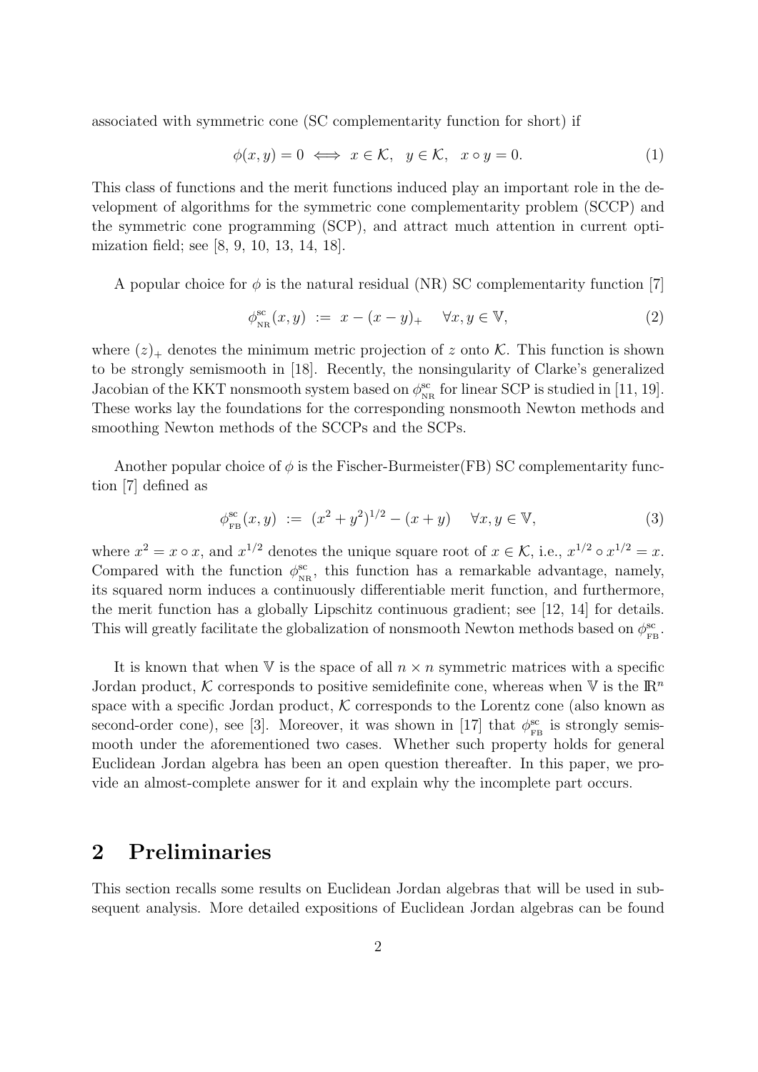associated with symmetric cone (SC complementarity function for short) if

$$\phi(x, y) = 0 \iff x \in \mathcal{K}, \quad y \in \mathcal{K}, \quad x \circ y = 0. \tag{1}$$

This class of functions and the merit functions induced play an important role in the development of algorithms for the symmetric cone complementarity problem (SCCP) and the symmetric cone programming (SCP), and attract much attention in current optimization field; see [8, 9, 10, 13, 14, 18].

A popular choice for $\phi$ is the natural residual (NR) SC complementarity function [7]

$$\phi_{\rm NR}^{\rm sc}(x, y) \; := \; x - (x - y)_+ \quad \forall x, y \in \mathbb{V}, \tag{2}$$

where $(z)_+$ denotes the minimum metric projection of $z$ onto $\mathcal{K}$. This function is shown to be strongly semismooth in [18]. Recently, the nonsingularity of Clarke's generalized Jacobian of the KKT nonsmooth system based on $\phi_{\rm NR}^{\rm sc}$ for linear SCP is studied in [11, 19]. These works lay the foundations for the corresponding nonsmooth Newton methods and smoothing Newton methods of the SCCPs and the SCPs.

Another popular choice of $\phi$ is the Fischer-Burmeister(FB) SC complementarity function [7] defined as

$$\phi_{\rm FB}^{\rm sc}(x, y) \; := \; (x^2 + y^2)^{1/2} - (x + y) \quad \forall x, y \in \mathbb{V}, \tag{3}$$

where $x^2 = x \circ x$, and $x^{1/2}$ denotes the unique square root of $x \in \mathcal{K}$, i.e., $x^{1/2} \circ x^{1/2} = x$. Compared with the function $\phi_{\rm NR}^{\rm sc}$, this function has a remarkable advantage, namely, its squared norm induces a continuously differentiable merit function, and furthermore, the merit function has a globally Lipschitz continuous gradient; see [12, 14] for details. This will greatly facilitate the globalization of nonsmooth Newton methods based on $\phi_{\rm FB}^{\rm sc}$.

It is known that when $\mathbb{V}$ is the space of all $n \times n$ symmetric matrices with a specific Jordan product, $\mathcal{K}$ corresponds to positive semidefinite cone, whereas when $\mathbb{V}$ is the $\mathbb{R}^n$ space with a specific Jordan product, $\mathcal{K}$ corresponds to the Lorentz cone (also known as second-order cone), see [3]. Moreover, it was shown in [17] that $\phi_{\rm FB}^{\rm sc}$ is strongly semismooth under the aforementioned two cases. Whether such property holds for general Euclidean Jordan algebra has been an open question thereafter. In this paper, we provide an almost-complete answer for it and explain why the incomplete part occurs.

## 2 Preliminaries

This section recalls some results on Euclidean Jordan algebras that will be used in subsequent analysis. More detailed expositions of Euclidean Jordan algebras can be found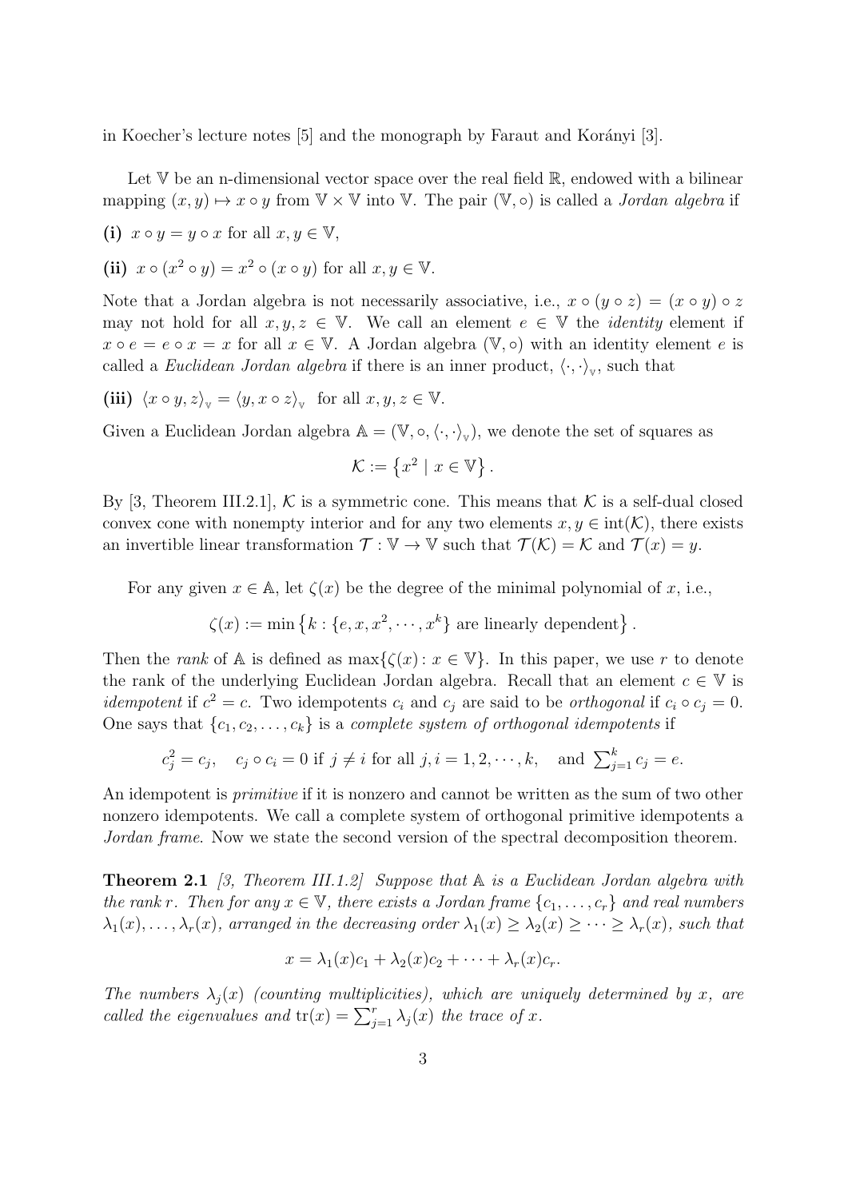in Koecher's lecture notes [5] and the monograph by Faraut and Korányi [3].

Let $\mathbb{V}$ be an n-dimensional vector space over the real field $\mathbb{R}$, endowed with a bilinear mapping $(x, y) \mapsto x \circ y$ from $\mathbb{V} \times \mathbb{V}$ into $\mathbb{V}$. The pair $(\mathbb{V}, \circ)$ is called a *Jordan algebra* if

**(i)** $x \circ y = y \circ x$ for all $x, y \in \mathbb{V}$,

**(ii)** $x \circ (x^2 \circ y) = x^2 \circ (x \circ y)$ for all $x, y \in \mathbb{V}$.

Note that a Jordan algebra is not necessarily associative, i.e., $x \circ (y \circ z) = (x \circ y) \circ z$ may not hold for all $x, y, z \in \mathbb{V}$. We call an element $e \in \mathbb{V}$ the *identity* element if $x \circ e = e \circ x = x$ for all $x \in \mathbb{V}$. A Jordan algebra $(\mathbb{V}, \circ)$ with an identity element $e$ is called a *Euclidean Jordan algebra* if there is an inner product, $\langle \cdot, \cdot \rangle_{\mathbb{V}}$, such that

**(iii)** $\langle x \circ y, z \rangle_{\mathbb{V}} = \langle y, x \circ z \rangle_{\mathbb{V}}$ for all $x, y, z \in \mathbb{V}$.

Given a Euclidean Jordan algebra $\mathbb{A} = (\mathbb{V}, \circ, \langle \cdot, \cdot \rangle_{\mathbb{V}})$, we denote the set of squares as

$$\mathcal{K} := \left\{ x^2 \mid x \in \mathbb{V} \right\}.$$

By [3, Theorem III.2.1], $\mathcal{K}$ is a symmetric cone. This means that $\mathcal{K}$ is a self-dual closed convex cone with nonempty interior and for any two elements $x, y \in \operatorname{int}(\mathcal{K})$, there exists an invertible linear transformation $\mathcal{T} : \mathbb{V} \to \mathbb{V}$ such that $\mathcal{T}(\mathcal{K}) = \mathcal{K}$ and $\mathcal{T}(x) = y$.

For any given $x \in \mathbb{A}$, let $\zeta(x)$ be the degree of the minimal polynomial of $x$, i.e.,

$$\zeta(x) := \min \left\{ k : \{e, x, x^2, \cdots, x^k\} \text{ are linearly dependent} \right\}.$$

Then the *rank* of $\mathbb{A}$ is defined as $\max\{\zeta(x) : x \in \mathbb{V}\}$. In this paper, we use $r$ to denote the rank of the underlying Euclidean Jordan algebra. Recall that an element $c \in \mathbb{V}$ is *idempotent* if $c^2 = c$. Two idempotents $c_i$ and $c_j$ are said to be *orthogonal* if $c_i \circ c_j = 0$. One says that $\{c_1, c_2, \ldots, c_k\}$ is a *complete system of orthogonal idempotents* if

$$c_j^2 = c_j, \quad c_j \circ c_i = 0 \text{ if } j \neq i \text{ for all } j, i = 1, 2, \cdots, k, \quad \text{and } \textstyle\sum_{j=1}^{k} c_j = e.$$

An idempotent is *primitive* if it is nonzero and cannot be written as the sum of two other nonzero idempotents. We call a complete system of orthogonal primitive idempotents a *Jordan frame*. Now we state the second version of the spectral decomposition theorem.

**Theorem 2.1** *[3, Theorem III.1.2] Suppose that $\mathbb{A}$ is a Euclidean Jordan algebra with the rank $r$. Then for any $x \in \mathbb{V}$, there exists a Jordan frame $\{c_1, \ldots, c_r\}$ and real numbers $\lambda_1(x), \ldots, \lambda_r(x)$, arranged in the decreasing order $\lambda_1(x) \geq \lambda_2(x) \geq \cdots \geq \lambda_r(x)$, such that*

$$x = \lambda_1(x)c_1 + \lambda_2(x)c_2 + \cdots + \lambda_r(x)c_r.$$

*The numbers $\lambda_j(x)$ (counting multiplicities), which are uniquely determined by $x$, are called the eigenvalues and $\operatorname{tr}(x) = \sum_{j=1}^{r} \lambda_j(x)$ the trace of $x$.*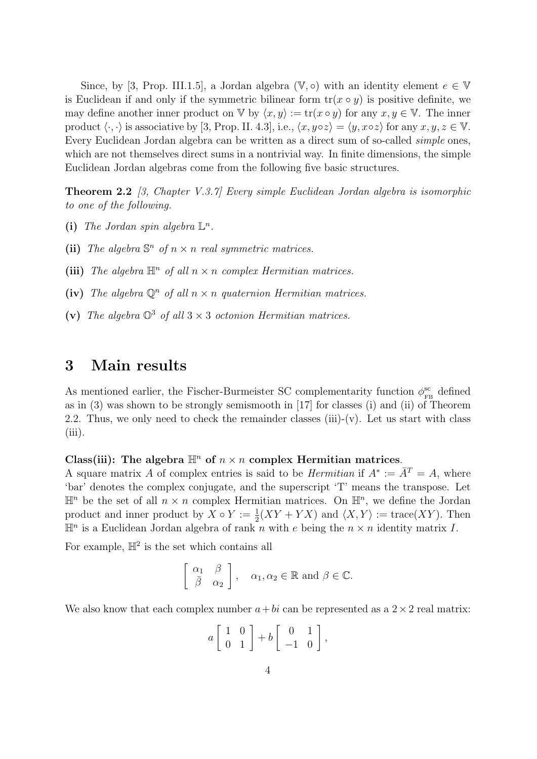Since, by [3, Prop. III.1.5], a Jordan algebra $(\mathbb{V}, \circ)$ with an identity element $e \in \mathbb{V}$ is Euclidean if and only if the symmetric bilinear form $\text{tr}(x \circ y)$ is positive definite, we may define another inner product on $\mathbb{V}$ by $\langle x, y \rangle := \text{tr}(x \circ y)$ for any $x, y \in \mathbb{V}$. The inner product $\langle \cdot, \cdot \rangle$ is associative by [3, Prop. II. 4.3], i.e., $\langle x, y \circ z \rangle = \langle y, x \circ z \rangle$ for any $x, y, z \in \mathbb{V}$. Every Euclidean Jordan algebra can be written as a direct sum of so-called *simple* ones, which are not themselves direct sums in a nontrivial way. In finite dimensions, the simple Euclidean Jordan algebras come from the following five basic structures.

**Theorem 2.2** *[3, Chapter V.3.7] Every simple Euclidean Jordan algebra is isomorphic to one of the following.*

**(i)** *The Jordan spin algebra $\mathbb{L}^n$.*

**(ii)** *The algebra $\mathbb{S}^n$ of $n \times n$ real symmetric matrices.*

**(iii)** *The algebra $\mathbb{H}^n$ of all $n \times n$ complex Hermitian matrices.*

**(iv)** *The algebra $\mathbb{Q}^n$ of all $n \times n$ quaternion Hermitian matrices.*

**(v)** *The algebra $\mathbb{O}^3$ of all $3 \times 3$ octonion Hermitian matrices.*

# 3 Main results

As mentioned earlier, the Fischer-Burmeister SC complementarity function $\phi_{\text{FB}}^{\text{sc}}$ defined as in (3) was shown to be strongly semismooth in [17] for classes (i) and (ii) of Theorem 2.2. Thus, we only need to check the remainder classes (iii)-(v). Let us start with class (iii).

**Class(iii): The algebra $\mathbb{H}^n$ of $n \times n$ complex Hermitian matrices.**
A square matrix $A$ of complex entries is said to be *Hermitian* if $A^* := \bar{A}^T = A$, where 'bar' denotes the complex conjugate, and the superscript 'T' means the transpose. Let $\mathbb{H}^n$ be the set of all $n \times n$ complex Hermitian matrices. On $\mathbb{H}^n$, we define the Jordan product and inner product by $X \circ Y := \frac{1}{2}(XY + YX)$ and $\langle X, Y \rangle := \text{trace}(XY)$. Then $\mathbb{H}^n$ is a Euclidean Jordan algebra of rank $n$ with $e$ being the $n \times n$ identity matrix $I$.

For example, $\mathbb{H}^2$ is the set which contains all

$$\begin{bmatrix} \alpha_1 & \beta \\ \bar{\beta} & \alpha_2 \end{bmatrix}, \quad \alpha_1, \alpha_2 \in \mathbb{R} \text{ and } \beta \in \mathbb{C}.$$

We also know that each complex number $a + bi$ can be represented as a $2 \times 2$ real matrix:

$$a \begin{bmatrix} 1 & 0 \\ 0 & 1 \end{bmatrix} + b \begin{bmatrix} 0 & 1 \\ -1 & 0 \end{bmatrix},$$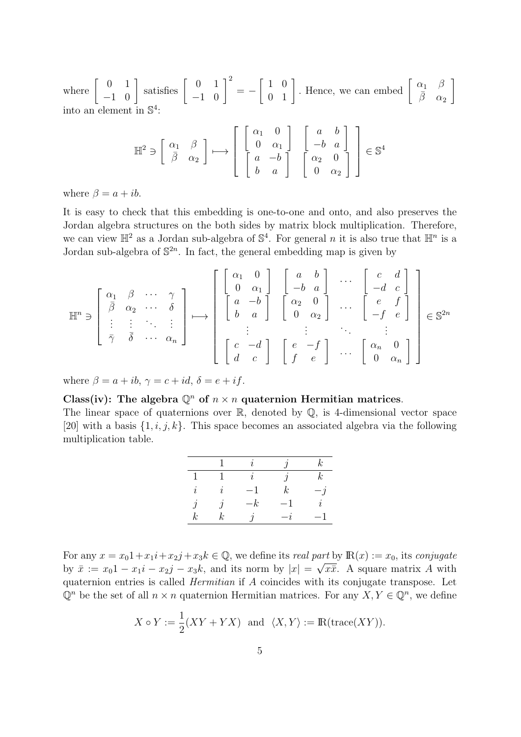where $\begin{bmatrix} 0 & 1 \\ -1 & 0 \end{bmatrix}$ satisfies $\begin{bmatrix} 0 & 1 \\ -1 & 0 \end{bmatrix}^2 = -\begin{bmatrix} 1 & 0 \\ 0 & 1 \end{bmatrix}$. Hence, we can embed $\begin{bmatrix} \alpha_1 & \beta \\ \bar{\beta} & \alpha_2 \end{bmatrix}$ into an element in $\mathbb{S}^4$:

$$\mathbb{H}^2 \ni \begin{bmatrix} \alpha_1 & \beta \\ \bar{\beta} & \alpha_2 \end{bmatrix} \longmapsto \begin{bmatrix} \begin{bmatrix} \alpha_1 & 0 \\ 0 & \alpha_1 \end{bmatrix} & \begin{bmatrix} a & b \\ -b & a \end{bmatrix} \\ \begin{bmatrix} a & -b \\ b & a \end{bmatrix} & \begin{bmatrix} \alpha_2 & 0 \\ 0 & \alpha_2 \end{bmatrix} \end{bmatrix} \in \mathbb{S}^4$$

where $\beta = a + ib$.

It is easy to check that this embedding is one-to-one and onto, and also preserves the Jordan algebra structures on the both sides by matrix block multiplication. Therefore, we can view $\mathbb{H}^2$ as a Jordan sub-algebra of $\mathbb{S}^4$. For general $n$ it is also true that $\mathbb{H}^n$ is a Jordan sub-algebra of $\mathbb{S}^{2n}$. In fact, the general embedding map is given by

$$\mathbb{H}^n \ni \begin{bmatrix} \alpha_1 & \beta & \cdots & \gamma \\ \bar{\beta} & \alpha_2 & \cdots & \delta \\ \vdots & \vdots & \ddots & \vdots \\ \bar{\gamma} & \bar{\delta} & \cdots & \alpha_n \end{bmatrix} \longmapsto \begin{bmatrix} \begin{bmatrix} \alpha_1 & 0 \\ 0 & \alpha_1 \end{bmatrix} & \begin{bmatrix} a & b \\ -b & a \end{bmatrix} & \cdots & \begin{bmatrix} c & d \\ -d & c \end{bmatrix} \\ \begin{bmatrix} a & -b \\ b & a \end{bmatrix} & \begin{bmatrix} \alpha_2 & 0 \\ 0 & \alpha_2 \end{bmatrix} & \cdots & \begin{bmatrix} e & f \\ -f & e \end{bmatrix} \\ \vdots & \vdots & \ddots & \vdots \\ \begin{bmatrix} c & -d \\ d & c \end{bmatrix} & \begin{bmatrix} e & -f \\ f & e \end{bmatrix} & \cdots & \begin{bmatrix} \alpha_n & 0 \\ 0 & \alpha_n \end{bmatrix} \end{bmatrix} \in \mathbb{S}^{2n}$$

where $\beta = a + ib$, $\gamma = c + id$, $\delta = e + if$.

**Class(iv): The algebra $\mathbb{Q}^n$ of $n \times n$ quaternion Hermitian matrices**.

The linear space of quaternions over $\mathbb{R}$, denoted by $\mathbb{Q}$, is 4-dimensional vector space [20] with a basis $\{1, i, j, k\}$. This space becomes an associated algebra via the following multiplication table.

| | $1$ | $i$ | $j$ | $k$ |
|---|---|---|---|---|
| $1$ | $1$ | $i$ | $j$ | $k$ |
| $i$ | $i$ | $-1$ | $k$ | $-j$ |
| $j$ | $j$ | $-k$ | $-1$ | $i$ |
| $k$ | $k$ | $j$ | $-i$ | $-1$ |

For any $x = x_0 1 + x_1 i + x_2 j + x_3 k \in \mathbb{Q}$, we define its *real part* by $\mathbb{R}(x) := x_0$, its *conjugate* by $\bar{x} := x_0 1 - x_1 i - x_2 j - x_3 k$, and its norm by $|x| = \sqrt{x\bar{x}}$. A square matrix $A$ with quaternion entries is called *Hermitian* if $A$ coincides with its conjugate transpose. Let $\mathbb{Q}^n$ be the set of all $n \times n$ quaternion Hermitian matrices. For any $X, Y \in \mathbb{Q}^n$, we define

$$X \circ Y := \frac{1}{2}(XY + YX) \quad \text{and} \quad \langle X, Y \rangle := \mathbb{R}(\text{trace}(XY)).$$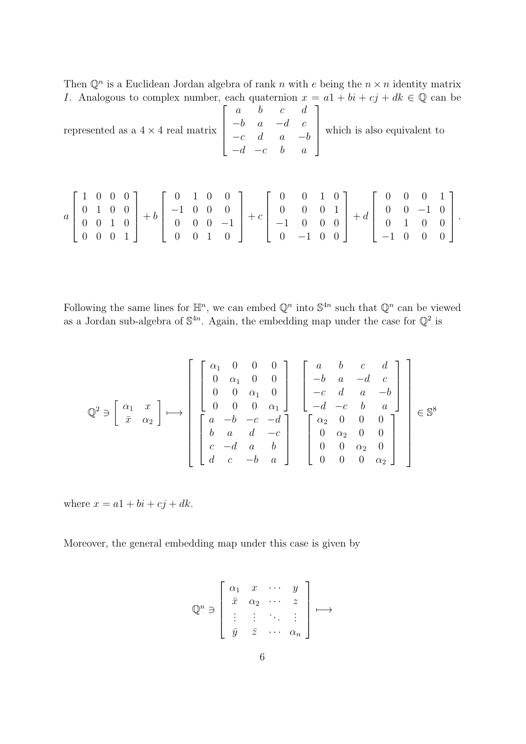Then $\mathbb{Q}^n$ is a Euclidean Jordan algebra of rank $n$ with $e$ being the $n \times n$ identity matrix $I$. Analogous to complex number, each quaternion $x = a1 + bi + cj + dk \in \mathbb{Q}$ can be represented as a $4 \times 4$ real matrix $\begin{bmatrix} a & b & c & d \\ -b & a & -d & c \\ -c & d & a & -b \\ -d & -c & b & a \end{bmatrix}$ which is also equivalent to

$$a \begin{bmatrix} 1 & 0 & 0 & 0 \\ 0 & 1 & 0 & 0 \\ 0 & 0 & 1 & 0 \\ 0 & 0 & 0 & 1 \end{bmatrix} + b \begin{bmatrix} 0 & 1 & 0 & 0 \\ -1 & 0 & 0 & 0 \\ 0 & 0 & 0 & -1 \\ 0 & 0 & 1 & 0 \end{bmatrix} + c \begin{bmatrix} 0 & 0 & 1 & 0 \\ 0 & 0 & 0 & 1 \\ -1 & 0 & 0 & 0 \\ 0 & -1 & 0 & 0 \end{bmatrix} + d \begin{bmatrix} 0 & 0 & 0 & 1 \\ 0 & 0 & -1 & 0 \\ 0 & 1 & 0 & 0 \\ -1 & 0 & 0 & 0 \end{bmatrix}.$$

Following the same lines for $\mathbb{H}^n$, we can embed $\mathbb{Q}^n$ into $\mathbb{S}^{4n}$ such that $\mathbb{Q}^n$ can be viewed as a Jordan sub-algebra of $\mathbb{S}^{4n}$. Again, the embedding map under the case for $\mathbb{Q}^2$ is

$$\mathbb{Q}^2 \ni \begin{bmatrix} \alpha_1 & x \\ \bar{x} & \alpha_2 \end{bmatrix} \longmapsto \begin{bmatrix} \begin{bmatrix} \alpha_1 & 0 & 0 & 0 \\ 0 & \alpha_1 & 0 & 0 \\ 0 & 0 & \alpha_1 & 0 \\ 0 & 0 & 0 & \alpha_1 \end{bmatrix} & \begin{bmatrix} a & b & c & d \\ -b & a & -d & c \\ -c & d & a & -b \\ -d & -c & b & a \end{bmatrix} \\ \begin{bmatrix} a & -b & -c & -d \\ b & a & d & -c \\ c & -d & a & b \\ d & c & -b & a \end{bmatrix} & \begin{bmatrix} \alpha_2 & 0 & 0 & 0 \\ 0 & \alpha_2 & 0 & 0 \\ 0 & 0 & \alpha_2 & 0 \\ 0 & 0 & 0 & \alpha_2 \end{bmatrix} \end{bmatrix} \in \mathbb{S}^8$$

where $x = a1 + bi + cj + dk$.

Moreover, the general embedding map under this case is given by

$$\mathbb{Q}^n \ni \begin{bmatrix} \alpha_1 & x & \cdots & y \\ \bar{x} & \alpha_2 & \cdots & z \\ \vdots & \vdots & \ddots & \vdots \\ \bar{y} & \bar{z} & \cdots & \alpha_n \end{bmatrix} \longmapsto$$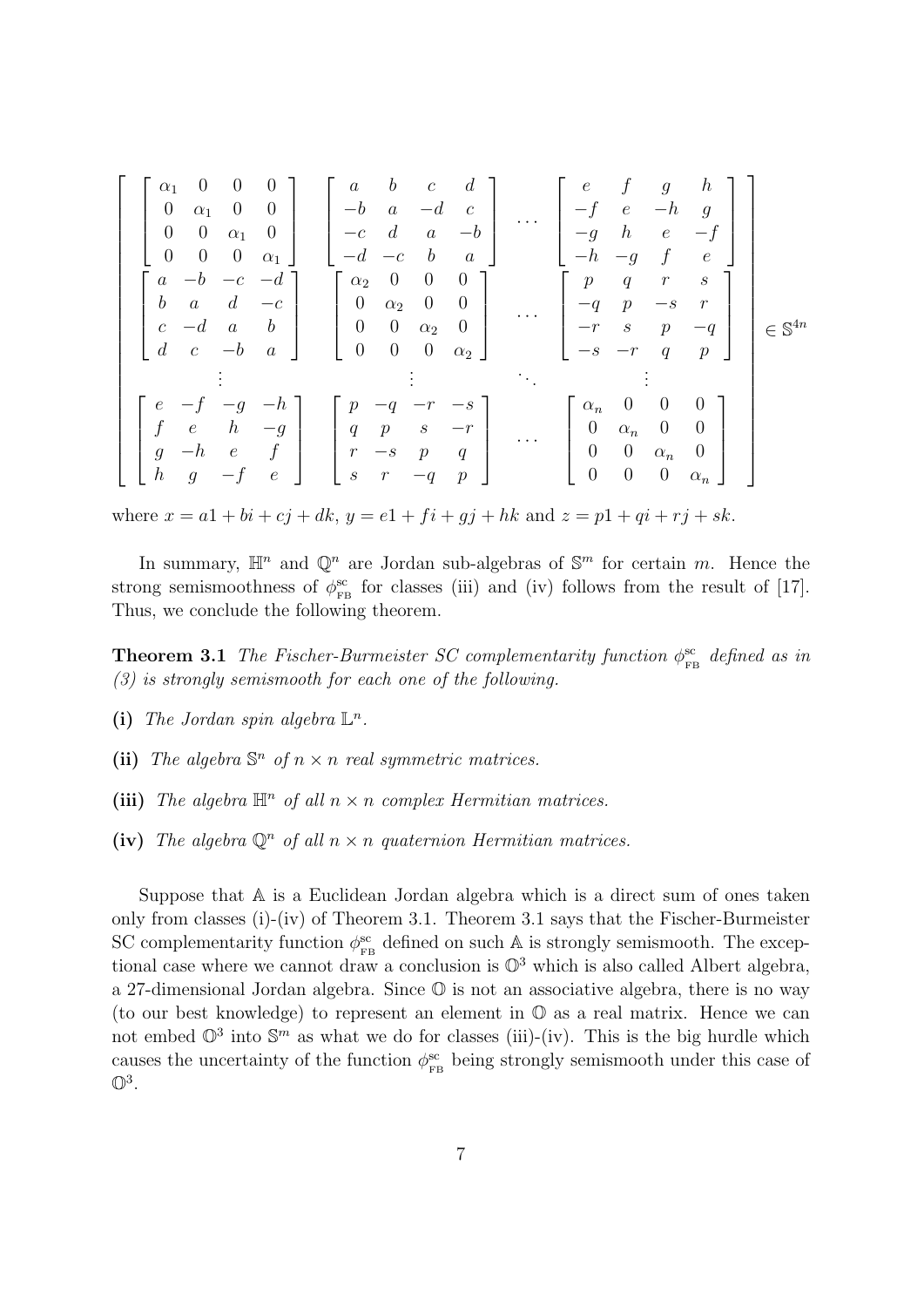$$
\begin{bmatrix}
\begin{bmatrix} \alpha_1 & 0 & 0 & 0 \\ 0 & \alpha_1 & 0 & 0 \\ 0 & 0 & \alpha_1 & 0 \\ 0 & 0 & 0 & \alpha_1 \end{bmatrix} & \begin{bmatrix} a & b & c & d \\ -b & a & -d & c \\ -c & d & a & -b \\ -d & -c & b & a \end{bmatrix} & \cdots & \begin{bmatrix} e & f & g & h \\ -f & e & -h & g \\ -g & h & e & -f \\ -h & -g & f & e \end{bmatrix} \\
\begin{bmatrix} a & -b & -c & -d \\ b & a & d & -c \\ c & -d & a & b \\ d & c & -b & a \end{bmatrix} & \begin{bmatrix} \alpha_2 & 0 & 0 & 0 \\ 0 & \alpha_2 & 0 & 0 \\ 0 & 0 & \alpha_2 & 0 \\ 0 & 0 & 0 & \alpha_2 \end{bmatrix} & \cdots & \begin{bmatrix} p & q & r & s \\ -q & p & -s & r \\ -r & s & p & -q \\ -s & -r & q & p \end{bmatrix} \\
\vdots & \vdots & \ddots & \vdots \\
\begin{bmatrix} e & -f & -g & -h \\ f & e & h & -g \\ g & -h & e & f \\ h & g & -f & e \end{bmatrix} & \begin{bmatrix} p & -q & -r & -s \\ q & p & s & -r \\ r & -s & p & q \\ s & r & -q & p \end{bmatrix} & \cdots & \begin{bmatrix} \alpha_n & 0 & 0 & 0 \\ 0 & \alpha_n & 0 & 0 \\ 0 & 0 & \alpha_n & 0 \\ 0 & 0 & 0 & \alpha_n \end{bmatrix}
\end{bmatrix} \in \mathbb{S}^{4n}
$$

where $x = a1 + bi + cj + dk$, $y = e1 + fi + gj + hk$ and $z = p1 + qi + rj + sk$.

In summary, $\mathbb{H}^n$ and $\mathbb{Q}^n$ are Jordan sub-algebras of $\mathbb{S}^m$ for certain $m$. Hence the strong semismoothness of $\phi_{\rm FB}^{\rm sc}$ for classes (iii) and (iv) follows from the result of [17]. Thus, we conclude the following theorem.

**Theorem 3.1** *The Fischer-Burmeister SC complementarity function $\phi_{\rm FB}^{\rm sc}$ defined as in (3) is strongly semismooth for each one of the following.*

- **(i)** *The Jordan spin algebra $\mathbb{L}^n$.*
- **(ii)** *The algebra $\mathbb{S}^n$ of $n \times n$ real symmetric matrices.*
- **(iii)** *The algebra $\mathbb{H}^n$ of all $n \times n$ complex Hermitian matrices.*
- **(iv)** *The algebra $\mathbb{Q}^n$ of all $n \times n$ quaternion Hermitian matrices.*

Suppose that $\mathbb{A}$ is a Euclidean Jordan algebra which is a direct sum of ones taken only from classes (i)-(iv) of Theorem 3.1. Theorem 3.1 says that the Fischer-Burmeister SC complementarity function $\phi_{\rm FB}^{\rm sc}$ defined on such $\mathbb{A}$ is strongly semismooth. The exceptional case where we cannot draw a conclusion is $\mathbb{O}^3$ which is also called Albert algebra, a 27-dimensional Jordan algebra. Since $\mathbb{O}$ is not an associative algebra, there is no way (to our best knowledge) to represent an element in $\mathbb{O}$ as a real matrix. Hence we can not embed $\mathbb{O}^3$ into $\mathbb{S}^m$ as what we do for classes (iii)-(iv). This is the big hurdle which causes the uncertainty of the function $\phi_{\rm FB}^{\rm sc}$ being strongly semismooth under this case of $\mathbb{O}^3$.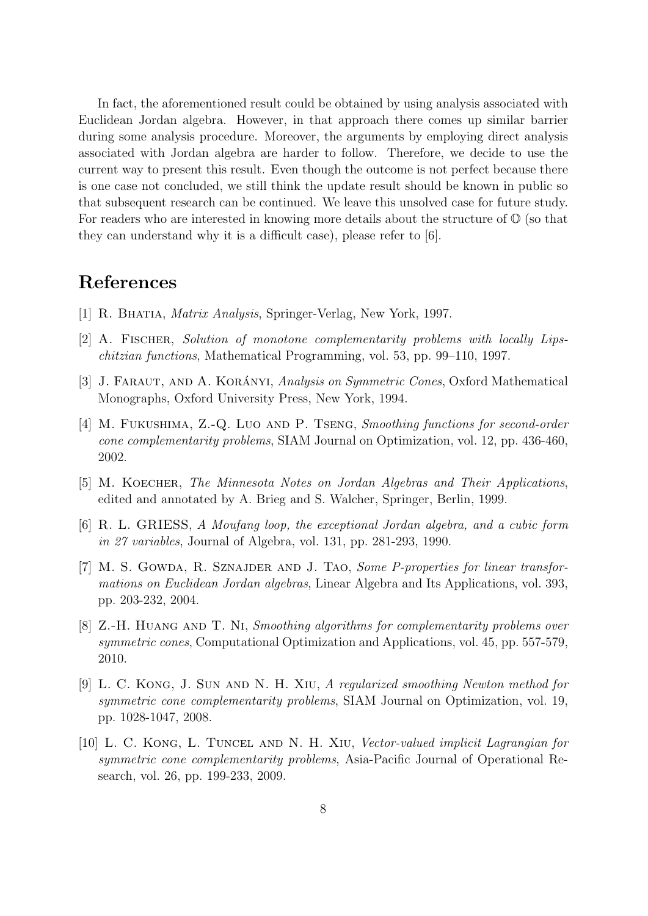In fact, the aforementioned result could be obtained by using analysis associated with Euclidean Jordan algebra. However, in that approach there comes up similar barrier during some analysis procedure. Moreover, the arguments by employing direct analysis associated with Jordan algebra are harder to follow. Therefore, we decide to use the current way to present this result. Even though the outcome is not perfect because there is one case not concluded, we still think the update result should be known in public so that subsequent research can be continued. We leave this unsolved case for future study. For readers who are interested in knowing more details about the structure of $\mathbb{O}$ (so that they can understand why it is a difficult case), please refer to [6].

## References

[1] R. Bhatia, *Matrix Analysis*, Springer-Verlag, New York, 1997.

[2] A. Fischer, *Solution of monotone complementarity problems with locally Lipschitzian functions*, Mathematical Programming, vol. 53, pp. 99–110, 1997.

[3] J. Faraut, and A. Korányi, *Analysis on Symmetric Cones*, Oxford Mathematical Monographs, Oxford University Press, New York, 1994.

[4] M. Fukushima, Z.-Q. Luo and P. Tseng, *Smoothing functions for second-order cone complementarity problems*, SIAM Journal on Optimization, vol. 12, pp. 436-460, 2002.

[5] M. Koecher, *The Minnesota Notes on Jordan Algebras and Their Applications*, edited and annotated by A. Brieg and S. Walcher, Springer, Berlin, 1999.

[6] R. L. GRIESS, *A Moufang loop, the exceptional Jordan algebra, and a cubic form in 27 variables*, Journal of Algebra, vol. 131, pp. 281-293, 1990.

[7] M. S. Gowda, R. Sznajder and J. Tao, *Some P-properties for linear transformations on Euclidean Jordan algebras*, Linear Algebra and Its Applications, vol. 393, pp. 203-232, 2004.

[8] Z.-H. Huang and T. Ni, *Smoothing algorithms for complementarity problems over symmetric cones*, Computational Optimization and Applications, vol. 45, pp. 557-579, 2010.

[9] L. C. Kong, J. Sun and N. H. Xiu, *A regularized smoothing Newton method for symmetric cone complementarity problems*, SIAM Journal on Optimization, vol. 19, pp. 1028-1047, 2008.

[10] L. C. Kong, L. Tuncel and N. H. Xiu, *Vector-valued implicit Lagrangian for symmetric cone complementarity problems*, Asia-Pacific Journal of Operational Research, vol. 26, pp. 199-233, 2009.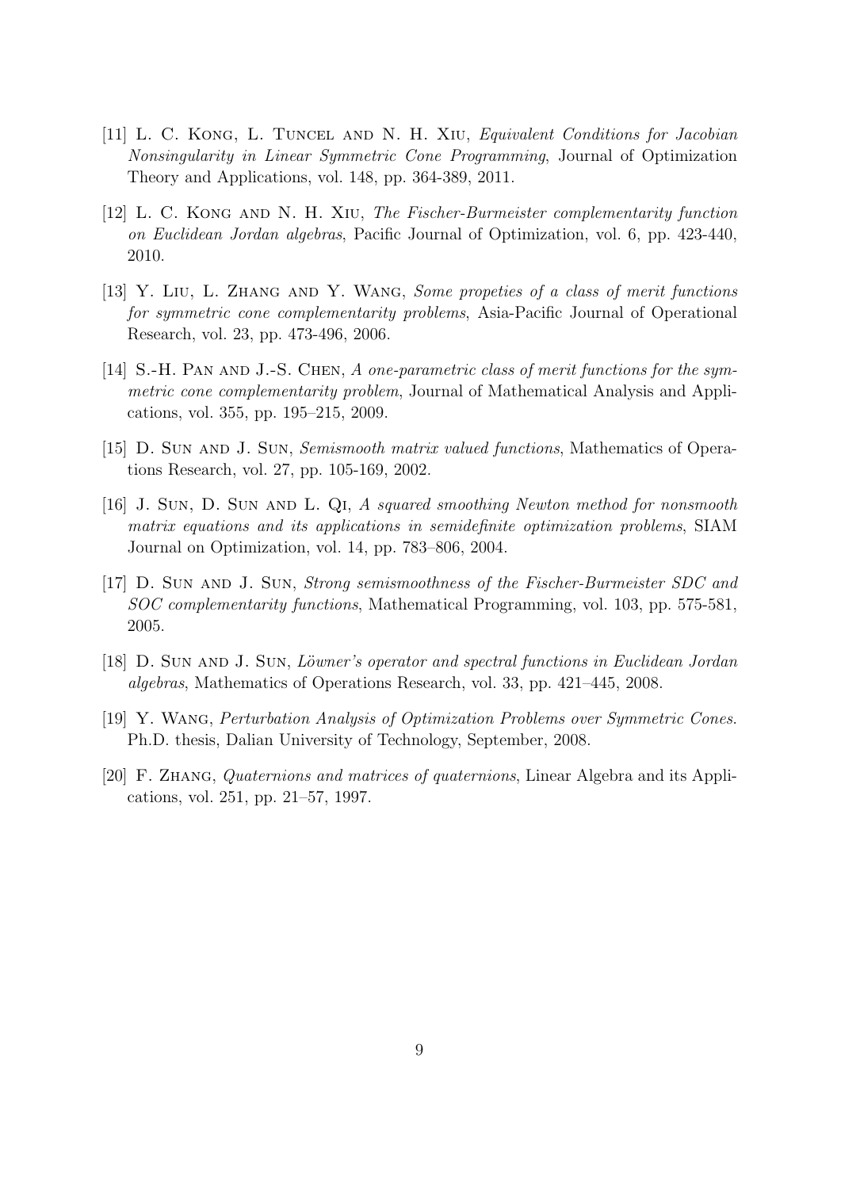[11] L. C. Kong, L. Tuncel and N. H. Xiu, *Equivalent Conditions for Jacobian Nonsingularity in Linear Symmetric Cone Programming*, Journal of Optimization Theory and Applications, vol. 148, pp. 364-389, 2011.

[12] L. C. Kong and N. H. Xiu, *The Fischer-Burmeister complementarity function on Euclidean Jordan algebras*, Pacific Journal of Optimization, vol. 6, pp. 423-440, 2010.

[13] Y. Liu, L. Zhang and Y. Wang, *Some propeties of a class of merit functions for symmetric cone complementarity problems*, Asia-Pacific Journal of Operational Research, vol. 23, pp. 473-496, 2006.

[14] S.-H. Pan and J.-S. Chen, *A one-parametric class of merit functions for the symmetric cone complementarity problem*, Journal of Mathematical Analysis and Applications, vol. 355, pp. 195–215, 2009.

[15] D. Sun and J. Sun, *Semismooth matrix valued functions*, Mathematics of Operations Research, vol. 27, pp. 105-169, 2002.

[16] J. Sun, D. Sun and L. Qi, *A squared smoothing Newton method for nonsmooth matrix equations and its applications in semidefinite optimization problems*, SIAM Journal on Optimization, vol. 14, pp. 783–806, 2004.

[17] D. Sun and J. Sun, *Strong semismoothness of the Fischer-Burmeister SDC and SOC complementarity functions*, Mathematical Programming, vol. 103, pp. 575-581, 2005.

[18] D. Sun and J. Sun, *Löwner's operator and spectral functions in Euclidean Jordan algebras*, Mathematics of Operations Research, vol. 33, pp. 421–445, 2008.

[19] Y. Wang, *Perturbation Analysis of Optimization Problems over Symmetric Cones*. Ph.D. thesis, Dalian University of Technology, September, 2008.

[20] F. Zhang, *Quaternions and matrices of quaternions*, Linear Algebra and its Applications, vol. 251, pp. 21–57, 1997.